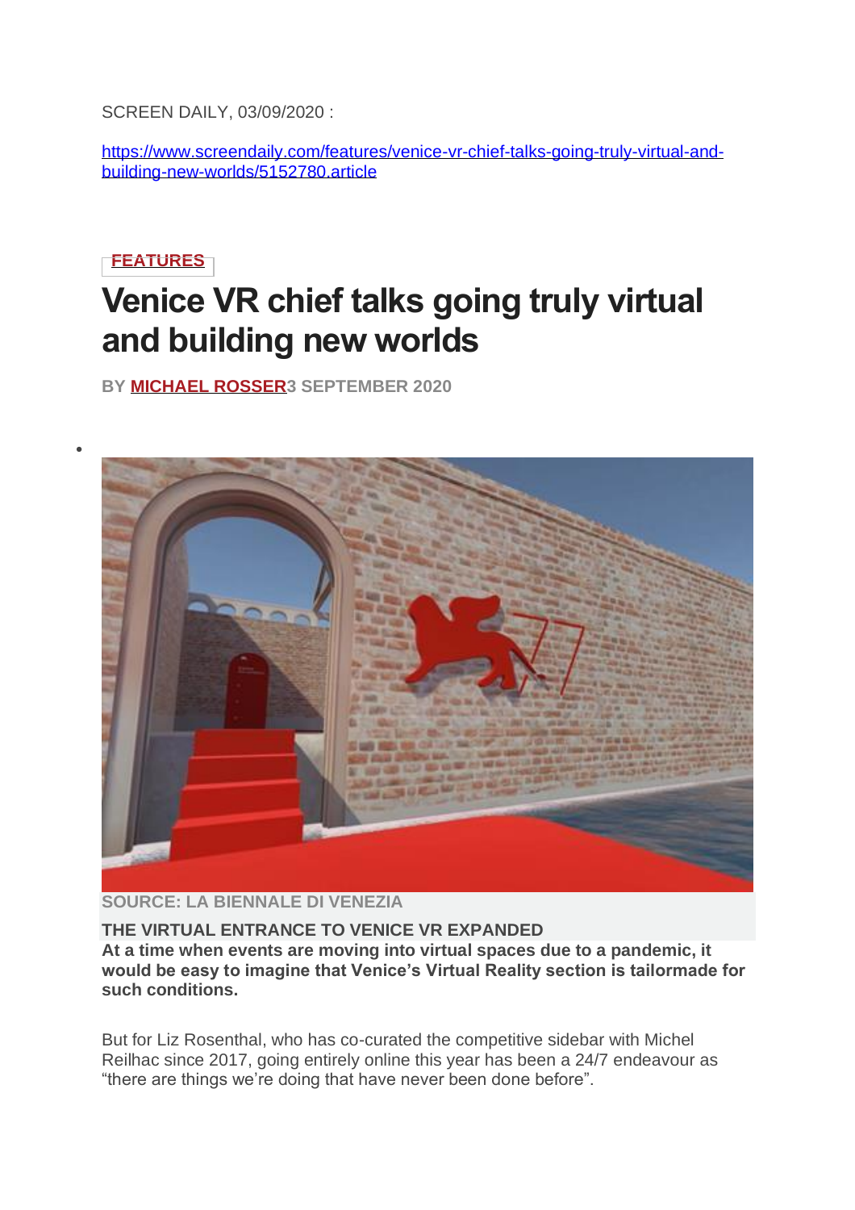SCREEN DAILY, 03/09/2020 :

https://www.screendaily.com/features/venice-vr-chief-talks-going-truly-virtual-and-building-new-worlds/5152780.article

FEATURES

# Venice VR chief talks going truly virtual and building new worlds

**BY MICHAEL ROSSER 3 SEPTEMBER 2020**

SOURCE: LA BIENNALE DI VENEZIA

THE VIRTUAL ENTRANCE TO VENICE VR EXPANDED

**At a time when events are moving into virtual spaces due to a pandemic, it would be easy to imagine that Venice's Virtual Reality section is tailormade for such conditions.**

But for Liz Rosenthal, who has co-curated the competitive sidebar with Michel Reilhac since 2017, going entirely online this year has been a 24/7 endeavour as "there are things we're doing that have never been done before".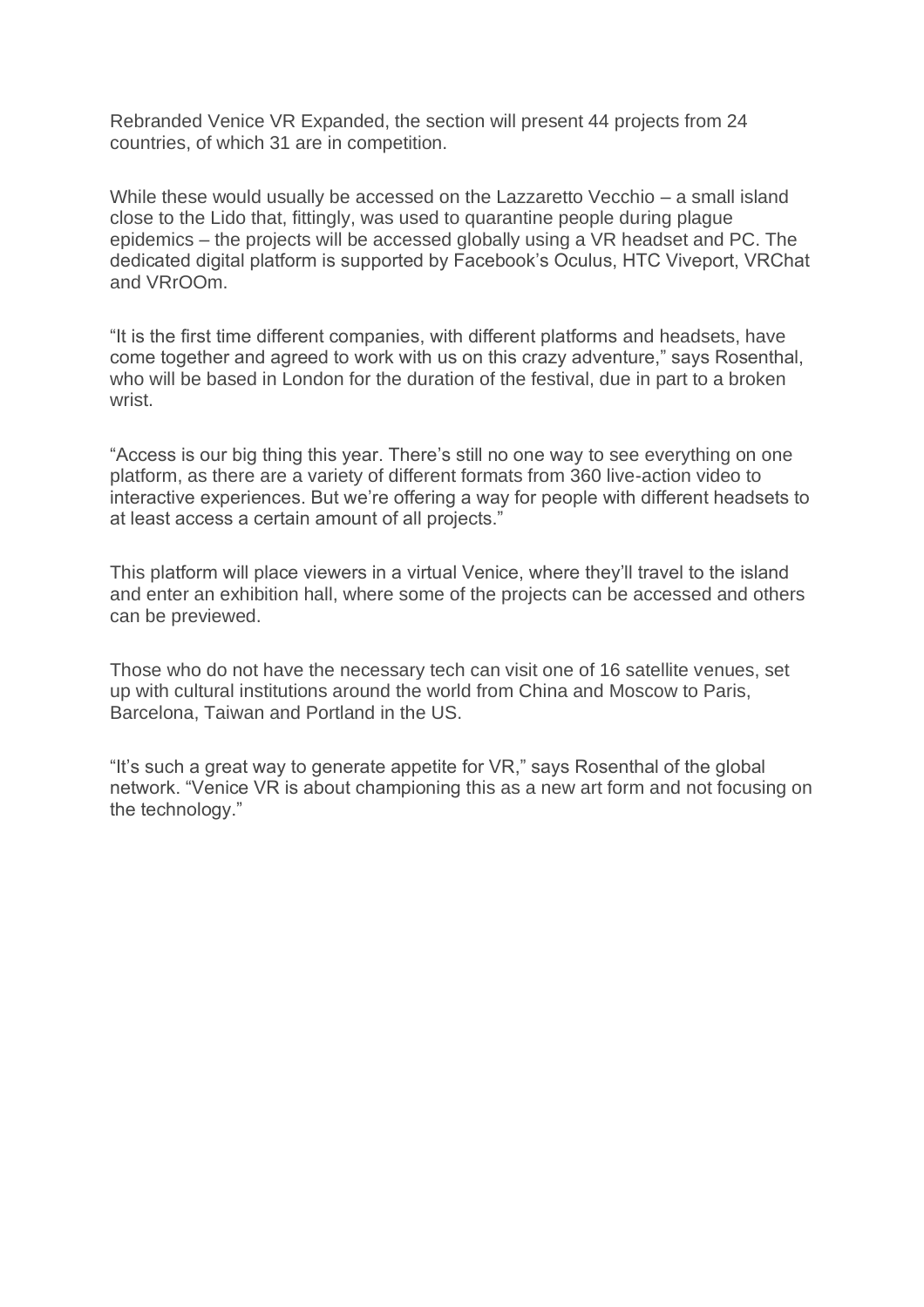Rebranded Venice VR Expanded, the section will present 44 projects from 24 countries, of which 31 are in competition.

While these would usually be accessed on the Lazzaretto Vecchio – a small island close to the Lido that, fittingly, was used to quarantine people during plague epidemics – the projects will be accessed globally using a VR headset and PC. The dedicated digital platform is supported by Facebook's Oculus, HTC Viveport, VRChat and VRrOOm.

"It is the first time different companies, with different platforms and headsets, have come together and agreed to work with us on this crazy adventure," says Rosenthal, who will be based in London for the duration of the festival, due in part to a broken wrist.

"Access is our big thing this year. There's still no one way to see everything on one platform, as there are a variety of different formats from 360 live-action video to interactive experiences. But we're offering a way for people with different headsets to at least access a certain amount of all projects."

This platform will place viewers in a virtual Venice, where they'll travel to the island and enter an exhibition hall, where some of the projects can be accessed and others can be previewed.

Those who do not have the necessary tech can visit one of 16 satellite venues, set up with cultural institutions around the world from China and Moscow to Paris, Barcelona, Taiwan and Portland in the US.

"It's such a great way to generate appetite for VR," says Rosenthal of the global network. "Venice VR is about championing this as a new art form and not focusing on the technology."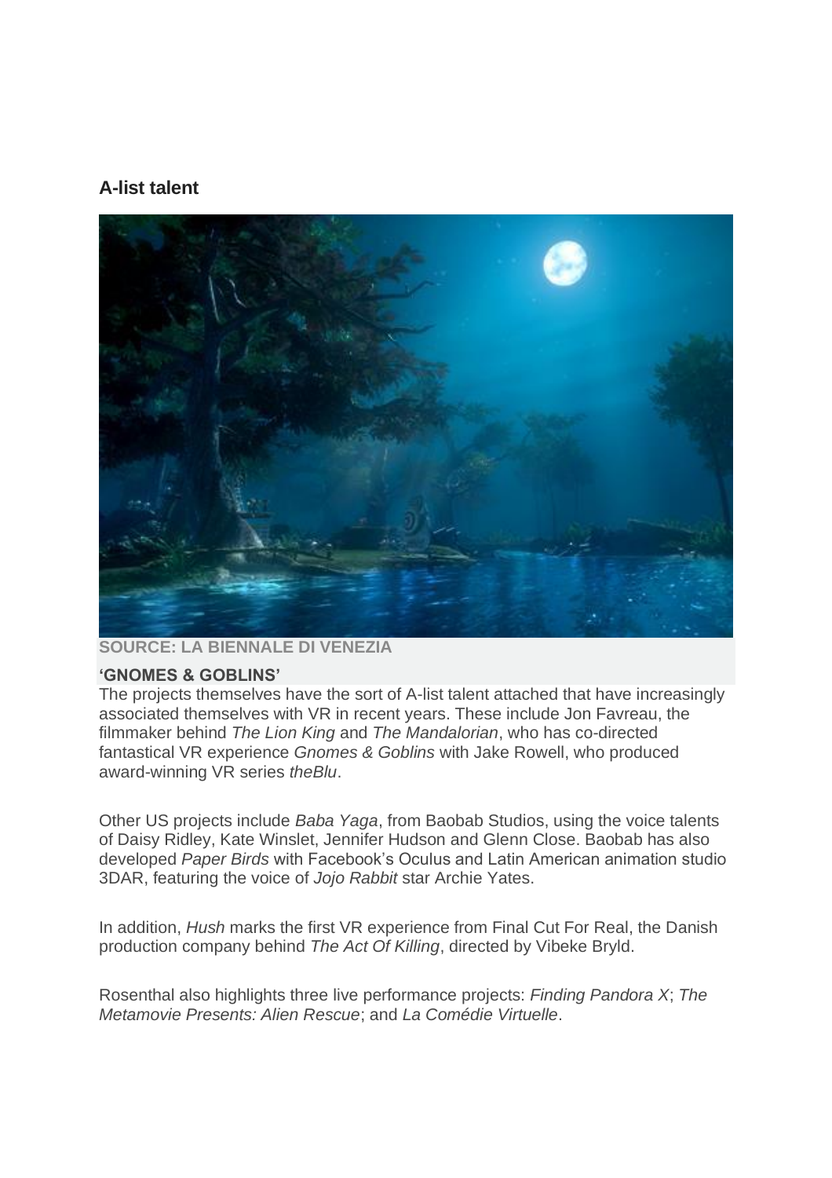## A-list talent

SOURCE: LA BIENNALE DI VENEZIA

**'GNOMES & GOBLINS'**

The projects themselves have the sort of A-list talent attached that have increasingly associated themselves with VR in recent years. These include Jon Favreau, the filmmaker behind *The Lion King* and *The Mandalorian*, who has co-directed fantastical VR experience *Gnomes & Goblins* with Jake Rowell, who produced award-winning VR series *theBlu*.

Other US projects include *Baba Yaga*, from Baobab Studios, using the voice talents of Daisy Ridley, Kate Winslet, Jennifer Hudson and Glenn Close. Baobab has also developed *Paper Birds* with Facebook's Oculus and Latin American animation studio 3DAR, featuring the voice of *Jojo Rabbit* star Archie Yates.

In addition, *Hush* marks the first VR experience from Final Cut For Real, the Danish production company behind *The Act Of Killing*, directed by Vibeke Bryld.

Rosenthal also highlights three live performance projects: *Finding Pandora X*; *The Metamovie Presents: Alien Rescue*; and *La Comédie Virtuelle*.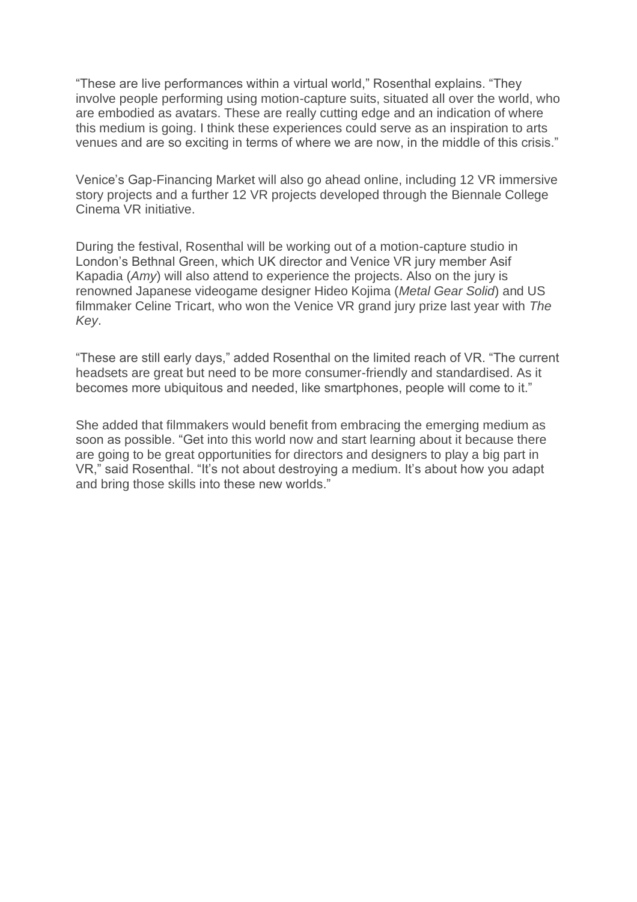"These are live performances within a virtual world," Rosenthal explains. "They involve people performing using motion-capture suits, situated all over the world, who are embodied as avatars. These are really cutting edge and an indication of where this medium is going. I think these experiences could serve as an inspiration to arts venues and are so exciting in terms of where we are now, in the middle of this crisis."

Venice's Gap-Financing Market will also go ahead online, including 12 VR immersive story projects and a further 12 VR projects developed through the Biennale College Cinema VR initiative.

During the festival, Rosenthal will be working out of a motion-capture studio in London's Bethnal Green, which UK director and Venice VR jury member Asif Kapadia (*Amy*) will also attend to experience the projects. Also on the jury is renowned Japanese videogame designer Hideo Kojima (*Metal Gear Solid*) and US filmmaker Celine Tricart, who won the Venice VR grand jury prize last year with *The Key*.

"These are still early days," added Rosenthal on the limited reach of VR. "The current headsets are great but need to be more consumer-friendly and standardised. As it becomes more ubiquitous and needed, like smartphones, people will come to it."

She added that filmmakers would benefit from embracing the emerging medium as soon as possible. "Get into this world now and start learning about it because there are going to be great opportunities for directors and designers to play a big part in VR," said Rosenthal. "It's not about destroying a medium. It's about how you adapt and bring those skills into these new worlds."